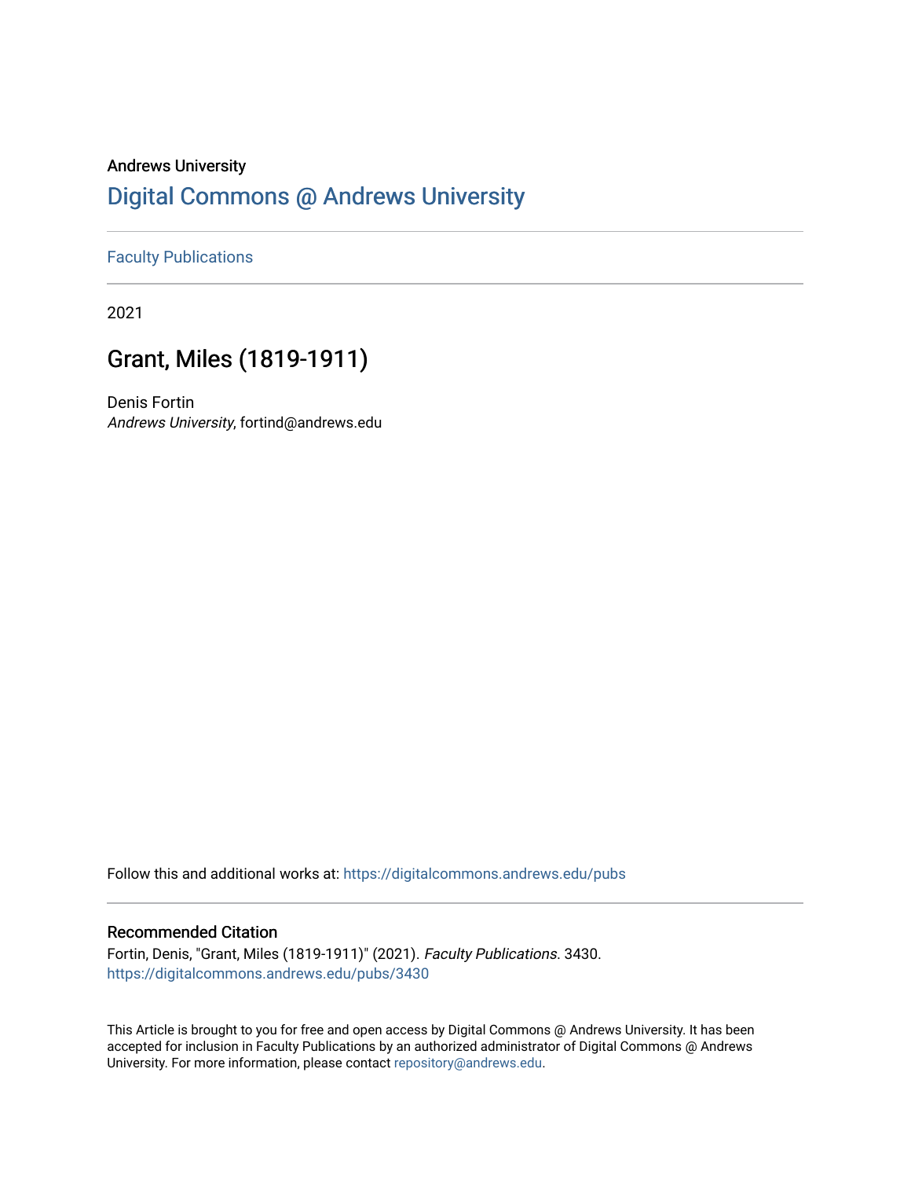Andrews University

# Digital Commons @ Andrews University

Faculty Publications

2021

## Grant, Miles (1819-1911)

Denis Fortin
*Andrews University*, fortind@andrews.edu

Follow this and additional works at: https://digitalcommons.andrews.edu/pubs

### Recommended Citation

Fortin, Denis, "Grant, Miles (1819-1911)" (2021). *Faculty Publications*. 3430.
https://digitalcommons.andrews.edu/pubs/3430

This Article is brought to you for free and open access by Digital Commons @ Andrews University. It has been accepted for inclusion in Faculty Publications by an authorized administrator of Digital Commons @ Andrews University. For more information, please contact repository@andrews.edu.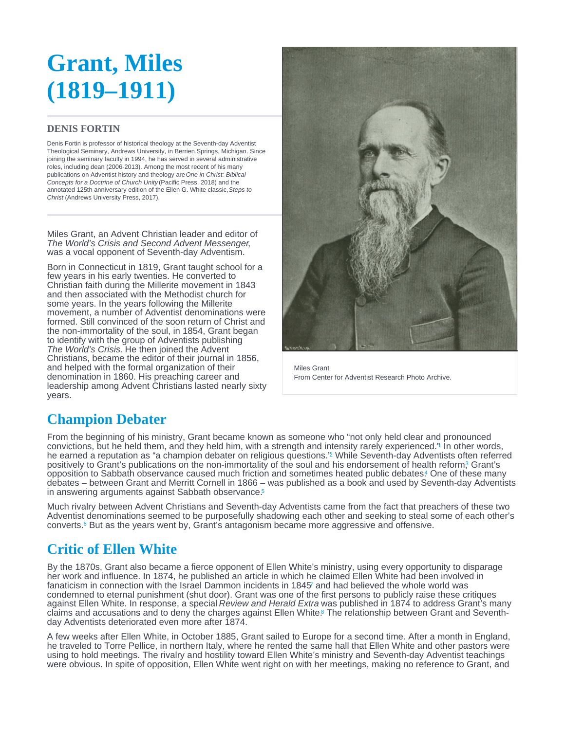# Grant, Miles (1819–1911)

### DENIS FORTIN

Denis Fortin is professor of historical theology at the Seventh-day Adventist Theological Seminary, Andrews University, in Berrien Springs, Michigan. Since joining the seminary faculty in 1994, he has served in several administrative roles, including dean (2006-2013). Among the most recent of his many publications on Adventist history and theology are *One in Christ: Biblical Concepts for a Doctrine of Church Unity* (Pacific Press, 2018) and the annotated 125th anniversary edition of the Ellen G. White classic, *Steps to Christ* (Andrews University Press, 2017).

Miles Grant, an Advent Christian leader and editor of *The World's Crisis and Second Advent Messenger*, was a vocal opponent of Seventh-day Adventism.

Born in Connecticut in 1819, Grant taught school for a few years in his early twenties. He converted to Christian faith during the Millerite movement in 1843 and then associated with the Methodist church for some years. In the years following the Millerite movement, a number of Adventist denominations were formed. Still convinced of the soon return of Christ and the non-immortality of the soul, in 1854, Grant began to identify with the group of Adventists publishing *The World's Crisis.* He then joined the Advent Christians, became the editor of their journal in 1856, and helped with the formal organization of their denomination in 1860. His preaching career and leadership among Advent Christians lasted nearly sixty years.

Miles Grant
From Center for Adventist Research Photo Archive.

## Champion Debater

From the beginning of his ministry, Grant became known as someone who "not only held clear and pronounced convictions, but he held them, and they held him, with a strength and intensity rarely experienced."[1] In other words, he earned a reputation as "a champion debater on religious questions."[2] While Seventh-day Adventists often referred positively to Grant's publications on the non-immortality of the soul and his endorsement of health reform,[3] Grant's opposition to Sabbath observance caused much friction and sometimes heated public debates.[4] One of these many debates – between Grant and Merritt Cornell in 1866 – was published as a book and used by Seventh-day Adventists in answering arguments against Sabbath observance.[5]

Much rivalry between Advent Christians and Seventh-day Adventists came from the fact that preachers of these two Adventist denominations seemed to be purposefully shadowing each other and seeking to steal some of each other's converts.[6] But as the years went by, Grant's antagonism became more aggressive and offensive.

## Critic of Ellen White

By the 1870s, Grant also became a fierce opponent of Ellen White's ministry, using every opportunity to disparage her work and influence. In 1874, he published an article in which he claimed Ellen White had been involved in fanaticism in connection with the Israel Dammon incidents in 1845[7] and had believed the whole world was condemned to eternal punishment (shut door). Grant was one of the first persons to publicly raise these critiques against Ellen White. In response, a special *Review and Herald Extra* was published in 1874 to address Grant's many claims and accusations and to deny the charges against Ellen White.[8] The relationship between Grant and Seventh-day Adventists deteriorated even more after 1874.

A few weeks after Ellen White, in October 1885, Grant sailed to Europe for a second time. After a month in England, he traveled to Torre Pellice, in northern Italy, where he rented the same hall that Ellen White and other pastors were using to hold meetings. The rivalry and hostility toward Ellen White's ministry and Seventh-day Adventist teachings were obvious. In spite of opposition, Ellen White went right on with her meetings, making no reference to Grant, and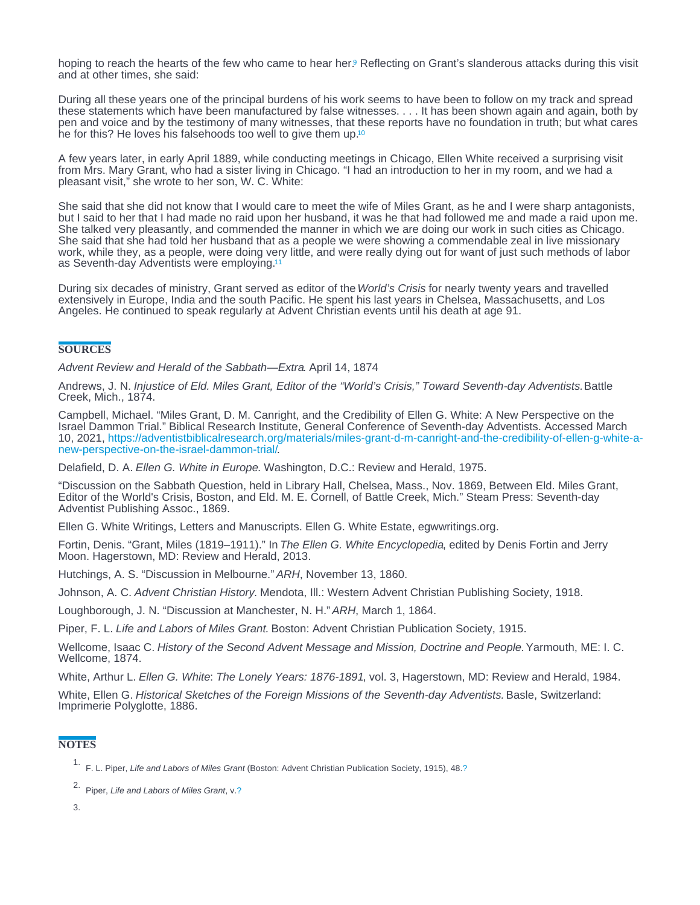hoping to reach the hearts of the few who came to hear her.[9] Reflecting on Grant's slanderous attacks during this visit and at other times, she said:

> During all these years one of the principal burdens of his work seems to have been to follow on my track and spread these statements which have been manufactured by false witnesses. . . . It has been shown again and again, both by pen and voice and by the testimony of many witnesses, that these reports have no foundation in truth; but what cares he for this? He loves his falsehoods too well to give them up.[10]

A few years later, in early April 1889, while conducting meetings in Chicago, Ellen White received a surprising visit from Mrs. Mary Grant, who had a sister living in Chicago. "I had an introduction to her in my room, and we had a pleasant visit," she wrote to her son, W. C. White:

> She said that she did not know that I would care to meet the wife of Miles Grant, as he and I were sharp antagonists, but I said to her that I had made no raid upon her husband, it was he that had followed me and made a raid upon me. She talked very pleasantly, and commended the manner in which we are doing our work in such cities as Chicago. She said that she had told her husband that as a people we were showing a commendable zeal in live missionary work, while they, as a people, were doing very little, and were really dying out for want of just such methods of labor as Seventh-day Adventists were employing.[11]

During six decades of ministry, Grant served as editor of the *World's Crisis* for nearly twenty years and travelled extensively in Europe, India and the south Pacific. He spent his last years in Chelsea, Massachusetts, and Los Angeles. He continued to speak regularly at Advent Christian events until his death at age 91.

## SOURCES

*Advent Review and Herald of the Sabbath—Extra*. April 14, 1874

Andrews, J. N. *Injustice of Eld. Miles Grant, Editor of the "World's Crisis," Toward Seventh-day Adventists.* Battle Creek, Mich., 1874.

Campbell, Michael. "Miles Grant, D. M. Canright, and the Credibility of Ellen G. White: A New Perspective on the Israel Dammon Trial." Biblical Research Institute, General Conference of Seventh-day Adventists. Accessed March 10, 2021, https://adventistbiblicalresearch.org/materials/miles-grant-d-m-canright-and-the-credibility-of-ellen-g-white-a-new-perspective-on-the-israel-dammon-trial/.

Delafield, D. A. *Ellen G. White in Europe*. Washington, D.C.: Review and Herald, 1975.

"Discussion on the Sabbath Question, held in Library Hall, Chelsea, Mass., Nov. 1869, Between Eld. Miles Grant, Editor of the World's Crisis, Boston, and Eld. M. E. Cornell, of Battle Creek, Mich." Steam Press: Seventh-day Adventist Publishing Assoc., 1869.

Ellen G. White Writings, Letters and Manuscripts. Ellen G. White Estate, egwwritings.org.

Fortin, Denis. "Grant, Miles (1819–1911)." In *The Ellen G. White Encyclopedia*, edited by Denis Fortin and Jerry Moon. Hagerstown, MD: Review and Herald, 2013.

Hutchings, A. S. "Discussion in Melbourne." *ARH*, November 13, 1860.

Johnson, A. C. *Advent Christian History*. Mendota, Ill.: Western Advent Christian Publishing Society, 1918.

Loughborough, J. N. "Discussion at Manchester, N. H." *ARH*, March 1, 1864.

Piper, F. L. *Life and Labors of Miles Grant.* Boston: Advent Christian Publication Society, 1915.

Wellcome, Isaac C. *History of the Second Advent Message and Mission, Doctrine and People.* Yarmouth, ME: I. C. Wellcome, 1874.

White, Arthur L. *Ellen G. White*: *The Lonely Years: 1876-1891*, vol. 3, Hagerstown, MD: Review and Herald, 1984.

White, Ellen G. *Historical Sketches of the Foreign Missions of the Seventh-day Adventists.* Basle, Switzerland: Imprimerie Polyglotte, 1886.

## NOTES

1. F. L. Piper, *Life and Labors of Miles Grant* (Boston: Advent Christian Publication Society, 1915), 48.?
2. Piper, *Life and Labors of Miles Grant*, v.?
3.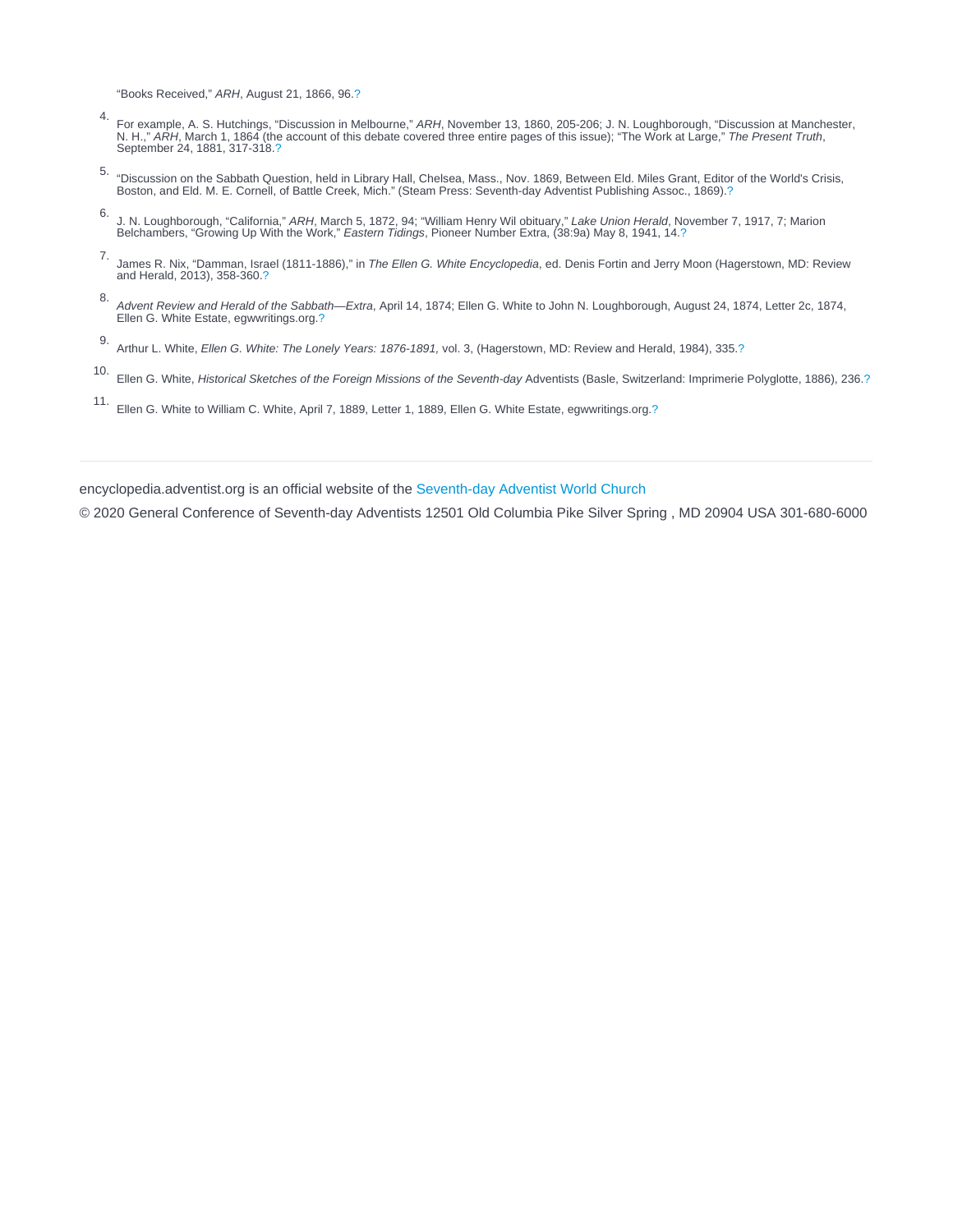"Books Received," *ARH*, August 21, 1866, 96.?

4. For example, A. S. Hutchings, "Discussion in Melbourne," *ARH*, November 13, 1860, 205-206; J. N. Loughborough, "Discussion at Manchester, N. H.," *ARH*, March 1, 1864 (the account of this debate covered three entire pages of this issue); "The Work at Large," *The Present Truth*, September 24, 1881, 317-318.?

5. "Discussion on the Sabbath Question, held in Library Hall, Chelsea, Mass., Nov. 1869, Between Eld. Miles Grant, Editor of the World's Crisis, Boston, and Eld. M. E. Cornell, of Battle Creek, Mich." (Steam Press: Seventh-day Adventist Publishing Assoc., 1869).?

6. J. N. Loughborough, "California," *ARH*, March 5, 1872, 94; "William Henry Wil obituary," *Lake Union Herald*, November 7, 1917, 7; Marion Belchambers, "Growing Up With the Work," *Eastern Tidings*, Pioneer Number Extra, (38:9a) May 8, 1941, 14.?

7. James R. Nix, "Damman, Israel (1811-1886)," in *The Ellen G. White Encyclopedia*, ed. Denis Fortin and Jerry Moon (Hagerstown, MD: Review and Herald, 2013), 358-360.?

8. *Advent Review and Herald of the Sabbath—Extra*, April 14, 1874; Ellen G. White to John N. Loughborough, August 24, 1874, Letter 2c, 1874, Ellen G. White Estate, egwwritings.org.?

9. Arthur L. White, *Ellen G. White: The Lonely Years: 1876-1891*, vol. 3, (Hagerstown, MD: Review and Herald, 1984), 335.?

10. Ellen G. White, *Historical Sketches of the Foreign Missions of the Seventh-day* Adventists (Basle, Switzerland: Imprimerie Polyglotte, 1886), 236.?

11. Ellen G. White to William C. White, April 7, 1889, Letter 1, 1889, Ellen G. White Estate, egwwritings.org.?

---

encyclopedia.adventist.org is an official website of the Seventh-day Adventist World Church

© 2020 General Conference of Seventh-day Adventists 12501 Old Columbia Pike Silver Spring , MD 20904 USA 301-680-6000